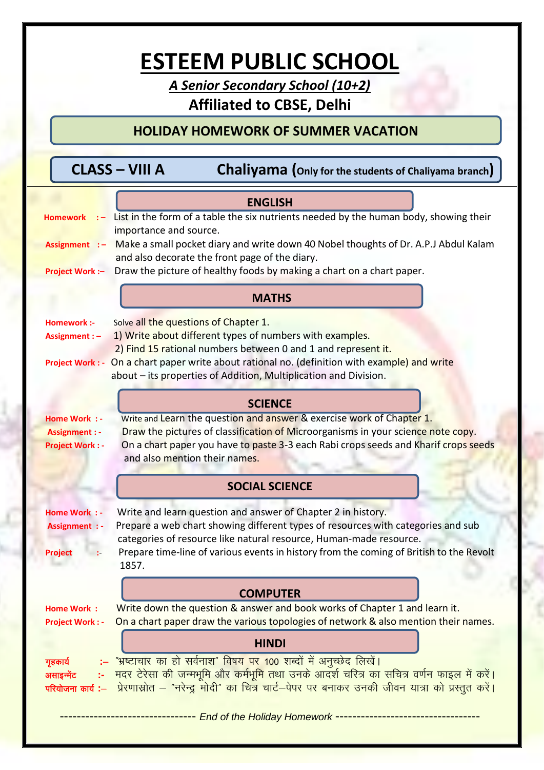# ESTEEM PUBLIC SCHOOL

***A Senior Secondary School (10+2)***

**Affiliated to CBSE, Delhi**

## HOLIDAY HOMEWORK OF SUMMER VACATION

**CLASS – VIII A** **Chaliyama (Only for the students of Chaliyama branch)**

### ENGLISH

**Homework :–** List in the form of a table the six nutrients needed by the human body, showing their importance and source.

**Assignment :–** Make a small pocket diary and write down 40 Nobel thoughts of Dr. A.P.J Abdul Kalam and also decorate the front page of the diary.

**Project Work :–** Draw the picture of healthy foods by making a chart on a chart paper.

### MATHS

**Homework :-** Solve all the questions of Chapter 1.

**Assignment : –** 1) Write about different types of numbers with examples.
2) Find 15 rational numbers between 0 and 1 and represent it.

**Project Work : -** On a chart paper write about rational no. (definition with example) and write about – its properties of Addition, Multiplication and Division.

### SCIENCE

**Home Work : -** Write and Learn the question and answer & exercise work of Chapter 1.

**Assignment : -** Draw the pictures of classification of Microorganisms in your science note copy.

**Project Work : -** On a chart paper you have to paste 3-3 each Rabi crops seeds and Kharif crops seeds and also mention their names.

### SOCIAL SCIENCE

**Home Work : -** Write and learn question and answer of Chapter 2 in history.

**Assignment : -** Prepare a web chart showing different types of resources with categories and sub categories of resource like natural resource, Human-made resource.

**Project :-** Prepare time-line of various events in history from the coming of British to the Revolt 1857.

### COMPUTER

**Home Work :** Write down the question & answer and book works of Chapter 1 and learn it.

**Project Work : -** On a chart paper draw the various topologies of network & also mention their names.

### HINDI

**गृहकार्य :–** "भ्रष्टाचार का हो सर्वनाश" विषय पर 100 शब्दों में अनुच्छेद लिखें।

**असाइन्मेंट :-** मदर टेरेसा की जन्मभूमि और कर्मभूमि तथा उनके आदर्श चरित्र का सचित्र वर्णन फाइल में करें।

**परियोजना कार्य :–** प्रेरणास्रोत – "नरेन्द्र मोदी" का चित्र चार्ट–पेपर पर बनाकर उनकी जीवन यात्रा को प्रस्तुत करें।

-------------------------------- *End of the Holiday Homework* ----------------------------------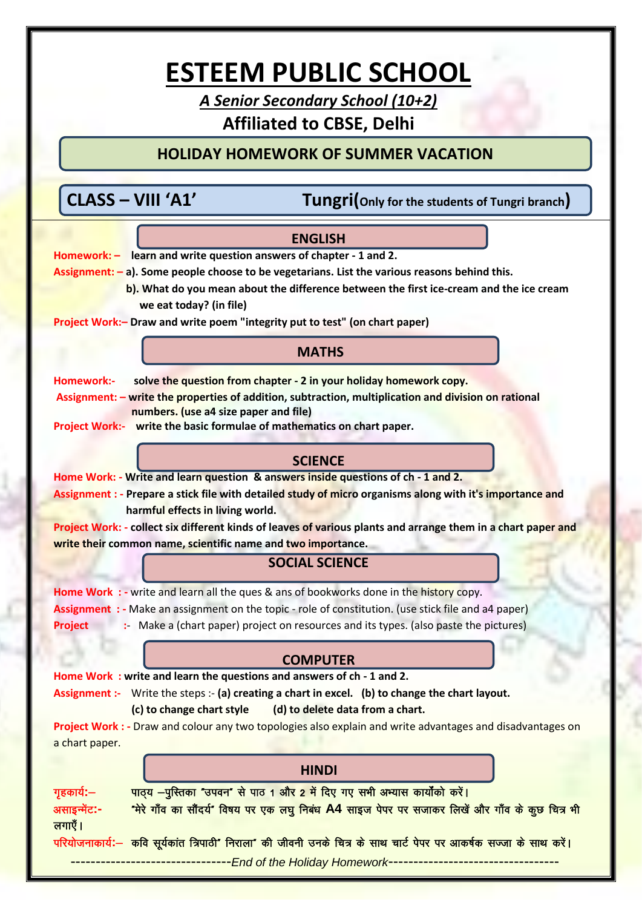# ESTEEM PUBLIC SCHOOL

***A Senior Secondary School (10+2)***

**Affiliated to CBSE, Delhi**

## HOLIDAY HOMEWORK OF SUMMER VACATION

**CLASS – VIII 'A1'** **Tungri(Only for the students of Tungri branch)**

### ENGLISH

**Homework: –** **learn and write question answers of chapter - 1 and 2.**

**Assignment: – a). Some people choose to be vegetarians. List the various reasons behind this.**

**b). What do you mean about the difference between the first ice-cream and the ice cream we eat today? (in file)**

**Project Work:– Draw and write poem "integrity put to test" (on chart paper)**

### MATHS

**Homework:-** **solve the question from chapter - 2 in your holiday homework copy.**

**Assignment: – write the properties of addition, subtraction, multiplication and division on rational numbers. (use a4 size paper and file)**

**Project Work:-** **write the basic formulae of mathematics on chart paper.**

### SCIENCE

**Home Work: - Write and learn question & answers inside questions of ch - 1 and 2.**

**Assignment : - Prepare a stick file with detailed study of micro organisms along with it's importance and harmful effects in living world.**

**Project Work: - collect six different kinds of leaves of various plants and arrange them in a chart paper and write their common name, scientific name and two importance.**

### SOCIAL SCIENCE

**Home Work : -** write and learn all the ques & ans of bookworks done in the history copy.

**Assignment : -** Make an assignment on the topic - role of constitution. (use stick file and a4 paper)

**Project :-** Make a (chart paper) project on resources and its types. (also paste the pictures)

### COMPUTER

**Home Work : write and learn the questions and answers of ch - 1 and 2.**

**Assignment :-** Write the steps :- **(a) creating a chart in excel. (b) to change the chart layout. (c) to change chart style (d) to delete data from a chart.**

**Project Work : -** Draw and colour any two topologies also explain and write advantages and disadvantages on a chart paper.

### HINDI

**गृहकार्य:–** पाठ्य –पुस्तिका "उपवन" से पाठ 1 और 2 में दिए गए सभी अभ्यास कार्योंको करें।

**असाइन्मेंट:-** "मेरे गाँव का सौंदर्य" विषय पर एक लघु निबंध A4 साइज पेपर पर सजाकर लिखें और गाँव के कुछ चित्र भी लगाएँ।

**परियोजनाकार्य:–** कवि सूर्यकांत त्रिपाठी" निराला" की जीवनी उनके चित्र के साथ चार्ट पेपर पर आकर्षक सज्जा के साथ करें।

--------------------------------*End of the Holiday Homework*----------------------------------